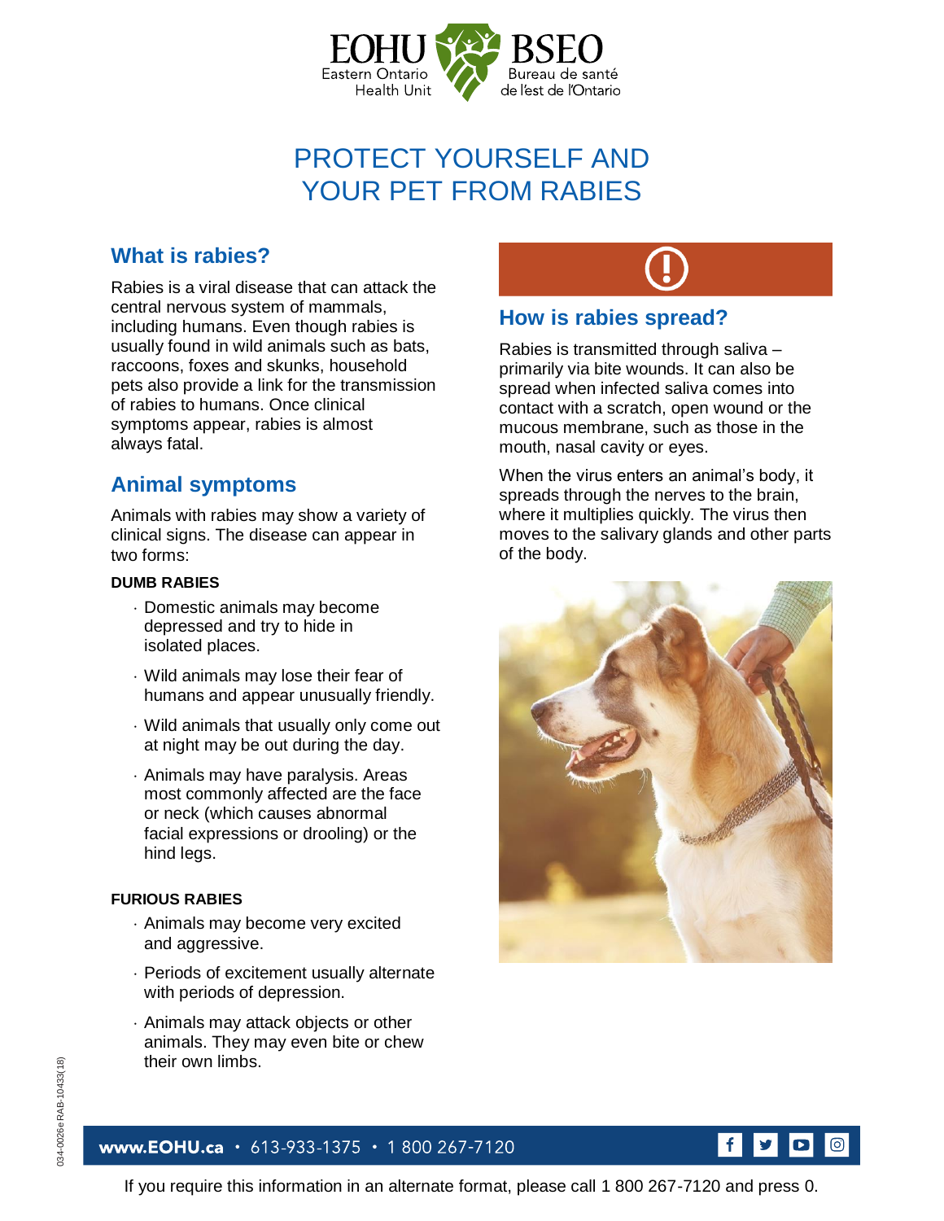EOHU Eastern Ontario Health Unit | BSEO Bureau de santé de l'est de l'Ontario

# PROTECT YOURSELF AND YOUR PET FROM RABIES

## What is rabies?

Rabies is a viral disease that can attack the central nervous system of mammals, including humans. Even though rabies is usually found in wild animals such as bats, raccoons, foxes and skunks, household pets also provide a link for the transmission of rabies to humans. Once clinical symptoms appear, rabies is almost always fatal.

## Animal symptoms

Animals with rabies may show a variety of clinical signs. The disease can appear in two forms:

**DUMB RABIES**

- Domestic animals may become depressed and try to hide in isolated places.
- Wild animals may lose their fear of humans and appear unusually friendly.
- Wild animals that usually only come out at night may be out during the day.
- Animals may have paralysis. Areas most commonly affected are the face or neck (which causes abnormal facial expressions or drooling) or the hind legs.

**FURIOUS RABIES**

- Animals may become very excited and aggressive.
- Periods of excitement usually alternate with periods of depression.
- Animals may attack objects or other animals. They may even bite or chew their own limbs.

## How is rabies spread?

Rabies is transmitted through saliva – primarily via bite wounds. It can also be spread when infected saliva comes into contact with a scratch, open wound or the mucous membrane, such as those in the mouth, nasal cavity or eyes.

When the virus enters an animal's body, it spreads through the nerves to the brain, where it multiplies quickly. The virus then moves to the salivary glands and other parts of the body.

034-0026e RAB-10433(18)

**www.EOHU.ca** • 613-933-1375 • 1 800 267-7120

If you require this information in an alternate format, please call 1 800 267-7120 and press 0.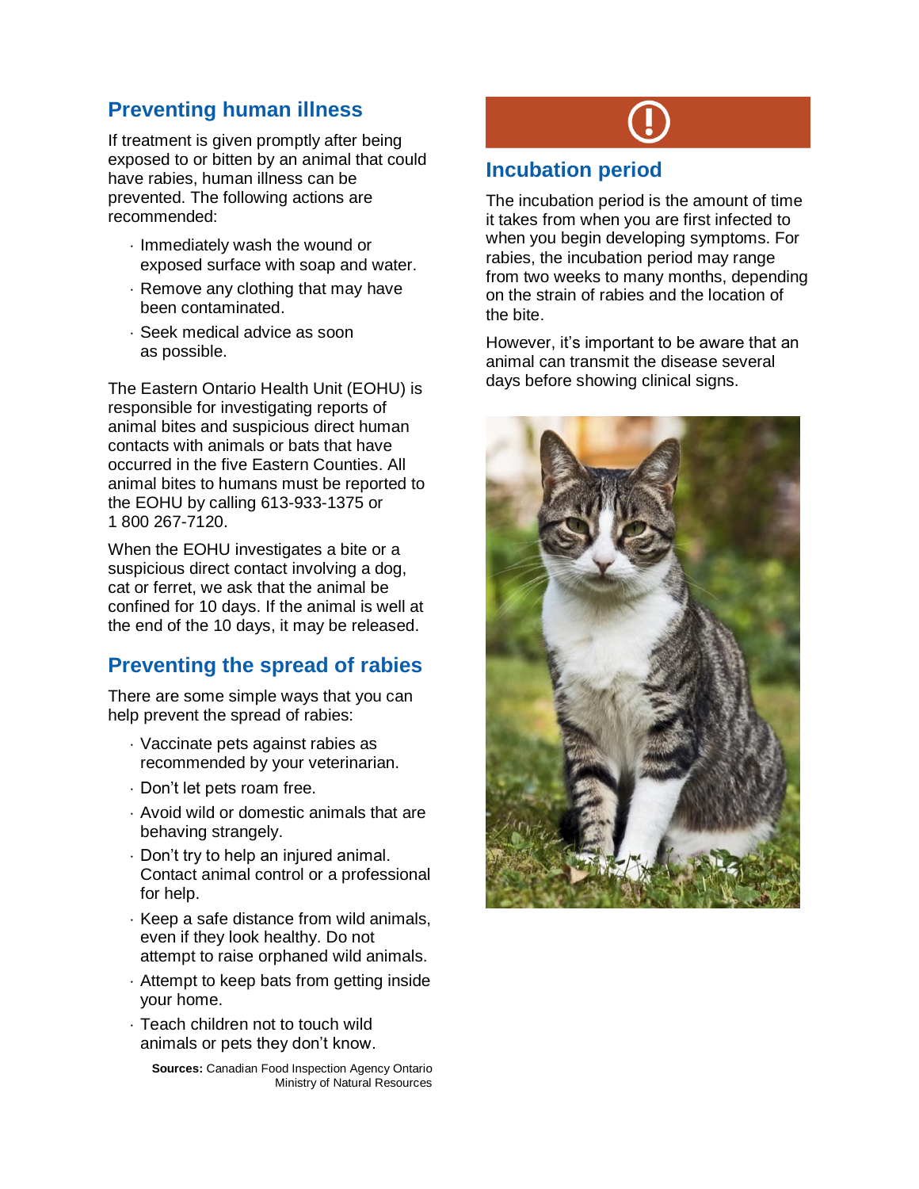## Preventing human illness

If treatment is given promptly after being exposed to or bitten by an animal that could have rabies, human illness can be prevented. The following actions are recommended:

- Immediately wash the wound or exposed surface with soap and water.
- Remove any clothing that may have been contaminated.
- Seek medical advice as soon as possible.

The Eastern Ontario Health Unit (EOHU) is responsible for investigating reports of animal bites and suspicious direct human contacts with animals or bats that have occurred in the five Eastern Counties. All animal bites to humans must be reported to the EOHU by calling 613-933-1375 or 1 800 267-7120.

When the EOHU investigates a bite or a suspicious direct contact involving a dog, cat or ferret, we ask that the animal be confined for 10 days. If the animal is well at the end of the 10 days, it may be released.

## Preventing the spread of rabies

There are some simple ways that you can help prevent the spread of rabies:

- Vaccinate pets against rabies as recommended by your veterinarian.
- Don't let pets roam free.
- Avoid wild or domestic animals that are behaving strangely.
- Don't try to help an injured animal. Contact animal control or a professional for help.
- Keep a safe distance from wild animals, even if they look healthy. Do not attempt to raise orphaned wild animals.
- Attempt to keep bats from getting inside your home.
- Teach children not to touch wild animals or pets they don't know.

**Sources:** Canadian Food Inspection Agency Ontario Ministry of Natural Resources

## Incubation period

The incubation period is the amount of time it takes from when you are first infected to when you begin developing symptoms. For rabies, the incubation period may range from two weeks to many months, depending on the strain of rabies and the location of the bite.

However, it's important to be aware that an animal can transmit the disease several days before showing clinical signs.